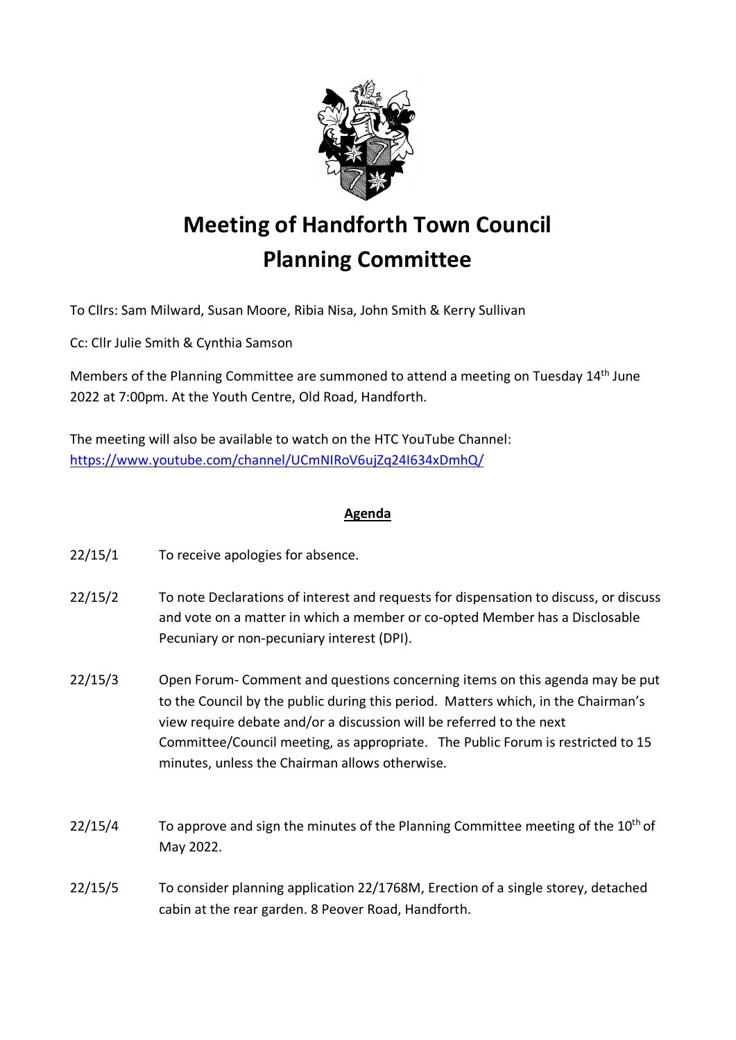# Meeting of Handforth Town Council Planning Committee

To Cllrs: Sam Milward, Susan Moore, Ribia Nisa, John Smith & Kerry Sullivan

Cc: Cllr Julie Smith & Cynthia Samson

Members of the Planning Committee are summoned to attend a meeting on Tuesday 14th June 2022 at 7:00pm. At the Youth Centre, Old Road, Handforth.

The meeting will also be available to watch on the HTC YouTube Channel: https://www.youtube.com/channel/UCmNIRoV6ujZq24I634xDmhQ/

## Agenda

22/15/1 To receive apologies for absence.

22/15/2 To note Declarations of interest and requests for dispensation to discuss, or discuss and vote on a matter in which a member or co-opted Member has a Disclosable Pecuniary or non-pecuniary interest (DPI).

22/15/3 Open Forum- Comment and questions concerning items on this agenda may be put to the Council by the public during this period. Matters which, in the Chairman's view require debate and/or a discussion will be referred to the next Committee/Council meeting, as appropriate. The Public Forum is restricted to 15 minutes, unless the Chairman allows otherwise.

22/15/4 To approve and sign the minutes of the Planning Committee meeting of the 10th of May 2022.

22/15/5 To consider planning application 22/1768M, Erection of a single storey, detached cabin at the rear garden. 8 Peover Road, Handforth.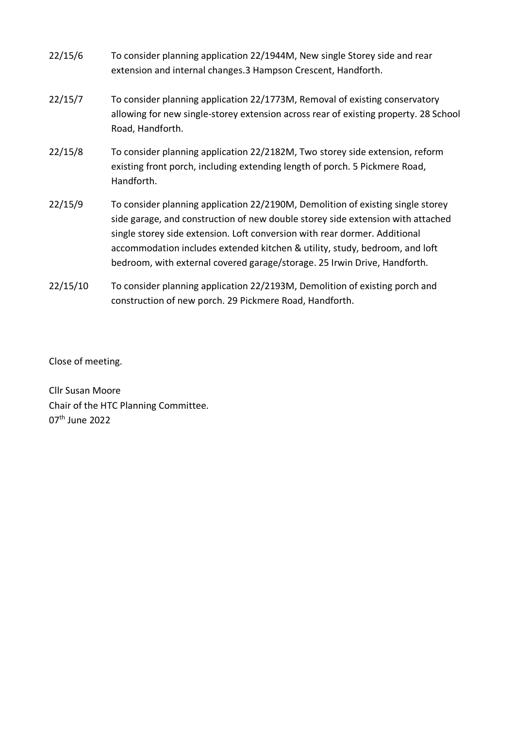22/15/6 To consider planning application 22/1944M, New single Storey side and rear extension and internal changes.3 Hampson Crescent, Handforth.

22/15/7 To consider planning application 22/1773M, Removal of existing conservatory allowing for new single-storey extension across rear of existing property. 28 School Road, Handforth.

22/15/8 To consider planning application 22/2182M, Two storey side extension, reform existing front porch, including extending length of porch. 5 Pickmere Road, Handforth.

22/15/9 To consider planning application 22/2190M, Demolition of existing single storey side garage, and construction of new double storey side extension with attached single storey side extension. Loft conversion with rear dormer. Additional accommodation includes extended kitchen & utility, study, bedroom, and loft bedroom, with external covered garage/storage. 25 Irwin Drive, Handforth.

22/15/10 To consider planning application 22/2193M, Demolition of existing porch and construction of new porch. 29 Pickmere Road, Handforth.

Close of meeting.

Cllr Susan Moore
Chair of the HTC Planning Committee.
07th June 2022